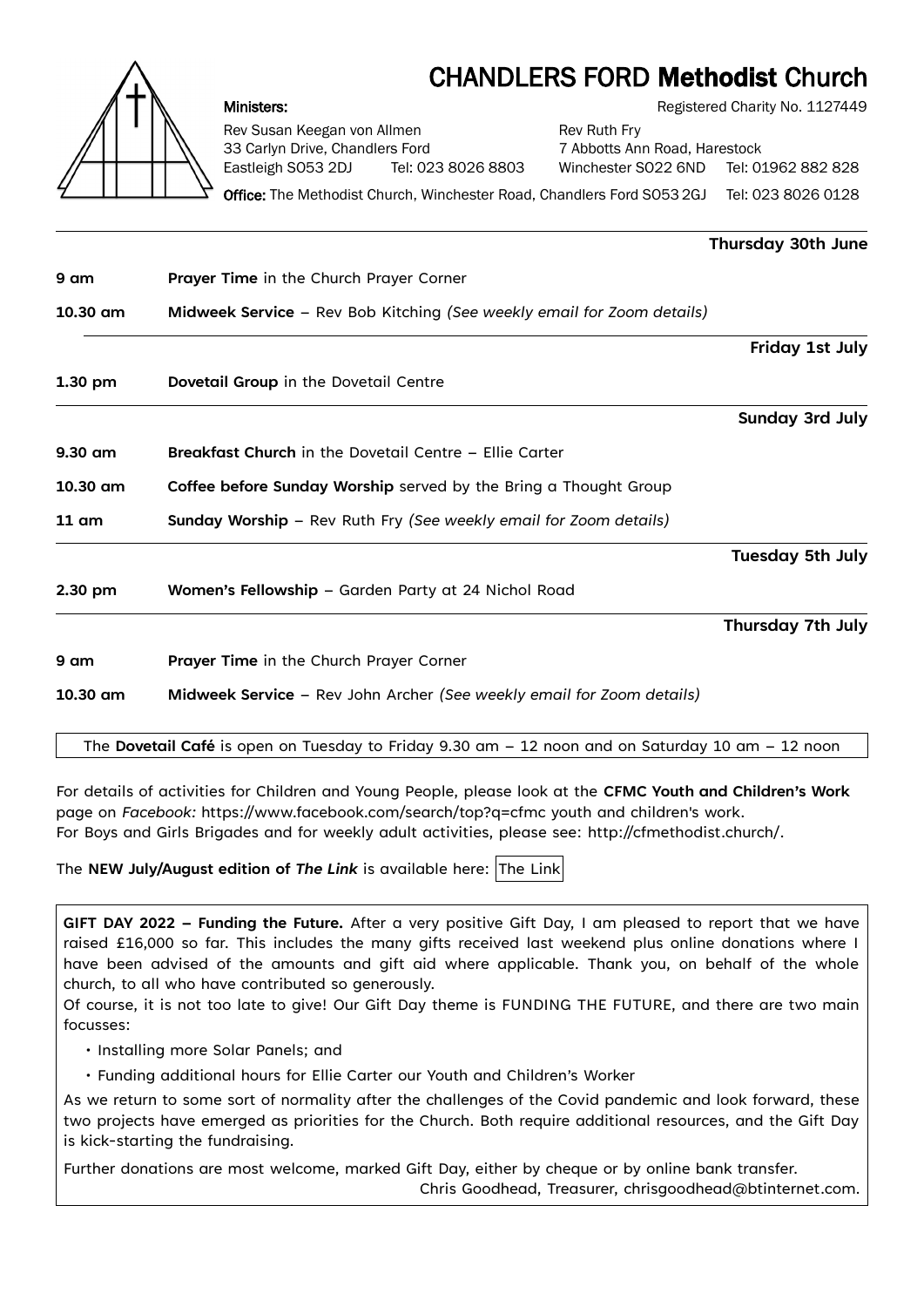# CHANDLERS FORD **Methodist** Church

**Ministers:**

Registered Charity No. 1127449

Rev Susan Keegan von Allmen
33 Carlyn Drive, Chandlers Ford
Eastleigh SO53 2DJ Tel: 023 8026 8803

Rev Ruth Fry
7 Abbotts Ann Road, Harestock
Winchester SO22 6ND Tel: 01962 882 828

**Office:** The Methodist Church, Winchester Road, Chandlers Ford SO53 2GJ Tel: 023 8026 0128

---

**Thursday 30th June**

| | |
|---|---|
| **9 am** | **Prayer Time** in the Church Prayer Corner |
| **10.30 am** | **Midweek Service** – Rev Bob Kitching *(See weekly email for Zoom details)* |

**Friday 1st July**

| | |
|---|---|
| **1.30 pm** | **Dovetail Group** in the Dovetail Centre |

**Sunday 3rd July**

| | |
|---|---|
| **9.30 am** | **Breakfast Church** in the Dovetail Centre – Ellie Carter |
| **10.30 am** | **Coffee before Sunday Worship** served by the Bring a Thought Group |
| **11 am** | **Sunday Worship** – Rev Ruth Fry *(See weekly email for Zoom details)* |

**Tuesday 5th July**

| | |
|---|---|
| **2.30 pm** | **Women's Fellowship** – Garden Party at 24 Nichol Road |

**Thursday 7th July**

| | |
|---|---|
| **9 am** | **Prayer Time** in the Church Prayer Corner |
| **10.30 am** | **Midweek Service** – Rev John Archer *(See weekly email for Zoom details)* |

The **Dovetail Café** is open on Tuesday to Friday 9.30 am – 12 noon and on Saturday 10 am – 12 noon

For details of activities for Children and Young People, please look at the **CFMC Youth and Children's Work** page on *Facebook:* https://www.facebook.com/search/top?q=cfmc youth and children's work.
For Boys and Girls Brigades and for weekly adult activities, please see: http://cfmethodist.church/.

The **NEW July/August edition of *The Link*** is available here: The Link

**GIFT DAY 2022 – Funding the Future.** After a very positive Gift Day, I am pleased to report that we have raised £16,000 so far. This includes the many gifts received last weekend plus online donations where I have been advised of the amounts and gift aid where applicable. Thank you, on behalf of the whole church, to all who have contributed so generously.
Of course, it is not too late to give! Our Gift Day theme is FUNDING THE FUTURE, and there are two main focusses:

- Installing more Solar Panels; and
- Funding additional hours for Ellie Carter our Youth and Children's Worker

As we return to some sort of normality after the challenges of the Covid pandemic and look forward, these two projects have emerged as priorities for the Church. Both require additional resources, and the Gift Day is kick-starting the fundraising.

Further donations are most welcome, marked Gift Day, either by cheque or by online bank transfer.
Chris Goodhead, Treasurer, chrisgoodhead@btinternet.com.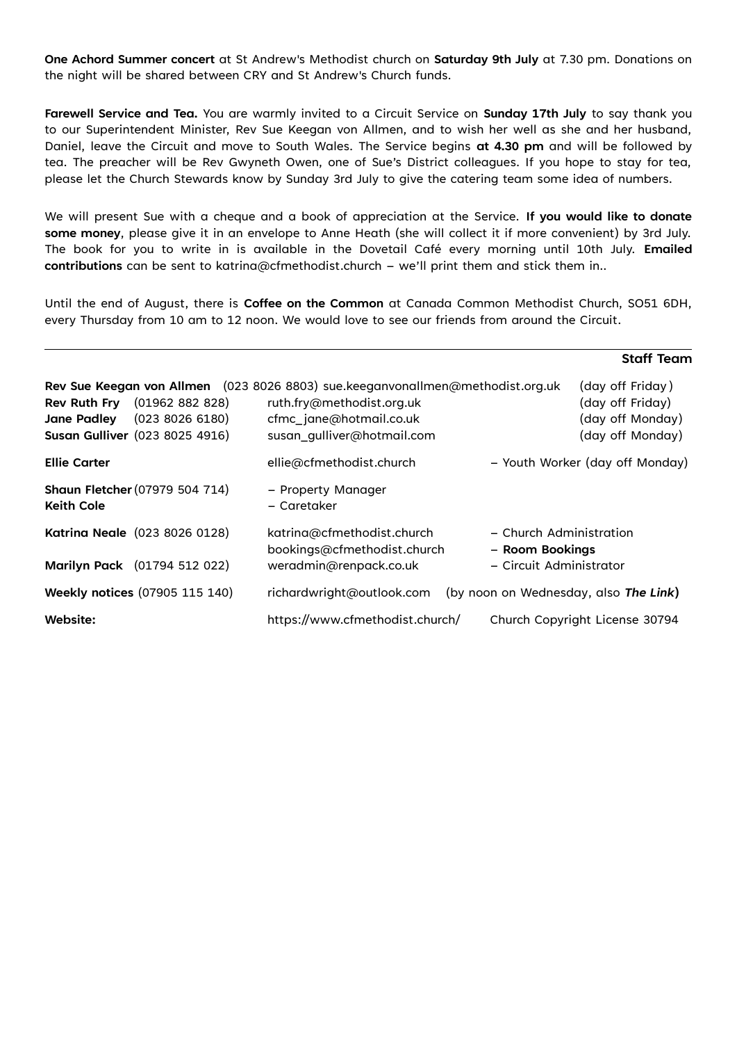**One Achord Summer concert** at St Andrew's Methodist church on **Saturday 9th July** at 7.30 pm. Donations on the night will be shared between CRY and St Andrew's Church funds.

**Farewell Service and Tea.** You are warmly invited to a Circuit Service on **Sunday 17th July** to say thank you to our Superintendent Minister, Rev Sue Keegan von Allmen, and to wish her well as she and her husband, Daniel, leave the Circuit and move to South Wales. The Service begins **at 4.30 pm** and will be followed by tea. The preacher will be Rev Gwyneth Owen, one of Sue's District colleagues. If you hope to stay for tea, please let the Church Stewards know by Sunday 3rd July to give the catering team some idea of numbers.

We will present Sue with a cheque and a book of appreciation at the Service. **If you would like to donate some money**, please give it in an envelope to Anne Heath (she will collect it if more convenient) by 3rd July. The book for you to write in is available in the Dovetail Café every morning until 10th July. **Emailed contributions** can be sent to katrina@cfmethodist.church – we'll print them and stick them in..

Until the end of August, there is **Coffee on the Common** at Canada Common Methodist Church, SO51 6DH, every Thursday from 10 am to 12 noon. We would love to see our friends from around the Circuit.

---

**Staff Team**

| | | |
|---|---|---|
| **Rev Sue Keegan von Allmen** (023 8026 8803) | sue.keeganvonallmen@methodist.org.uk | (day off Friday) |
| **Rev Ruth Fry** (01962 882 828) | ruth.fry@methodist.org.uk | (day off Friday) |
| **Jane Padley** (023 8026 6180) | cfmc_jane@hotmail.co.uk | (day off Monday) |
| **Susan Gulliver** (023 8025 4916) | susan_gulliver@hotmail.com | (day off Monday) |
| **Ellie Carter** | ellie@cfmethodist.church | – Youth Worker (day off Monday) |
| **Shaun Fletcher** (07979 504 714) | – Property Manager | |
| **Keith Cole** | – Caretaker | |
| **Katrina Neale** (023 8026 0128) | katrina@cfmethodist.church | – Church Administration |
| | bookings@cfmethodist.church | – **Room Bookings** |
| **Marilyn Pack** (01794 512 022) | weradmin@renpack.co.uk | – Circuit Administrator |
| **Weekly notices** (07905 115 140) | richardwright@outlook.com | (by noon on Wednesday, also ***The Link***) |
| **Website:** | https://www.cfmethodist.church/ | Church Copyright License 30794 |